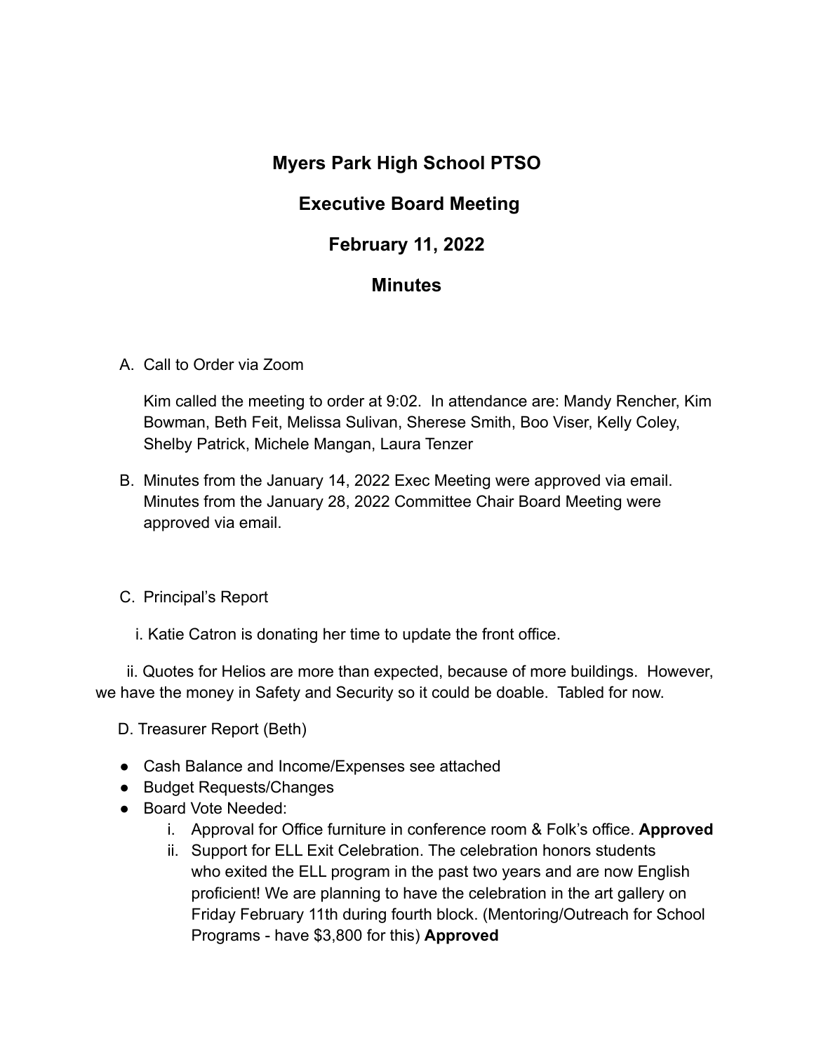# Myers Park High School PTSO

## Executive Board Meeting

## February 11, 2022

## Minutes

A. Call to Order via Zoom

Kim called the meeting to order at 9:02. In attendance are: Mandy Rencher, Kim Bowman, Beth Feit, Melissa Sulivan, Sherese Smith, Boo Viser, Kelly Coley, Shelby Patrick, Michele Mangan, Laura Tenzer

B. Minutes from the January 14, 2022 Exec Meeting were approved via email. Minutes from the January 28, 2022 Committee Chair Board Meeting were approved via email.

C. Principal's Report

i. Katie Catron is donating her time to update the front office.

ii. Quotes for Helios are more than expected, because of more buildings. However, we have the money in Safety and Security so it could be doable. Tabled for now.

D. Treasurer Report (Beth)

- Cash Balance and Income/Expenses see attached
- Budget Requests/Changes
- Board Vote Needed:
    i. Approval for Office furniture in conference room & Folk's office. **Approved**
    ii. Support for ELL Exit Celebration. The celebration honors students who exited the ELL program in the past two years and are now English proficient! We are planning to have the celebration in the art gallery on Friday February 11th during fourth block. (Mentoring/Outreach for School Programs - have $3,800 for this) **Approved**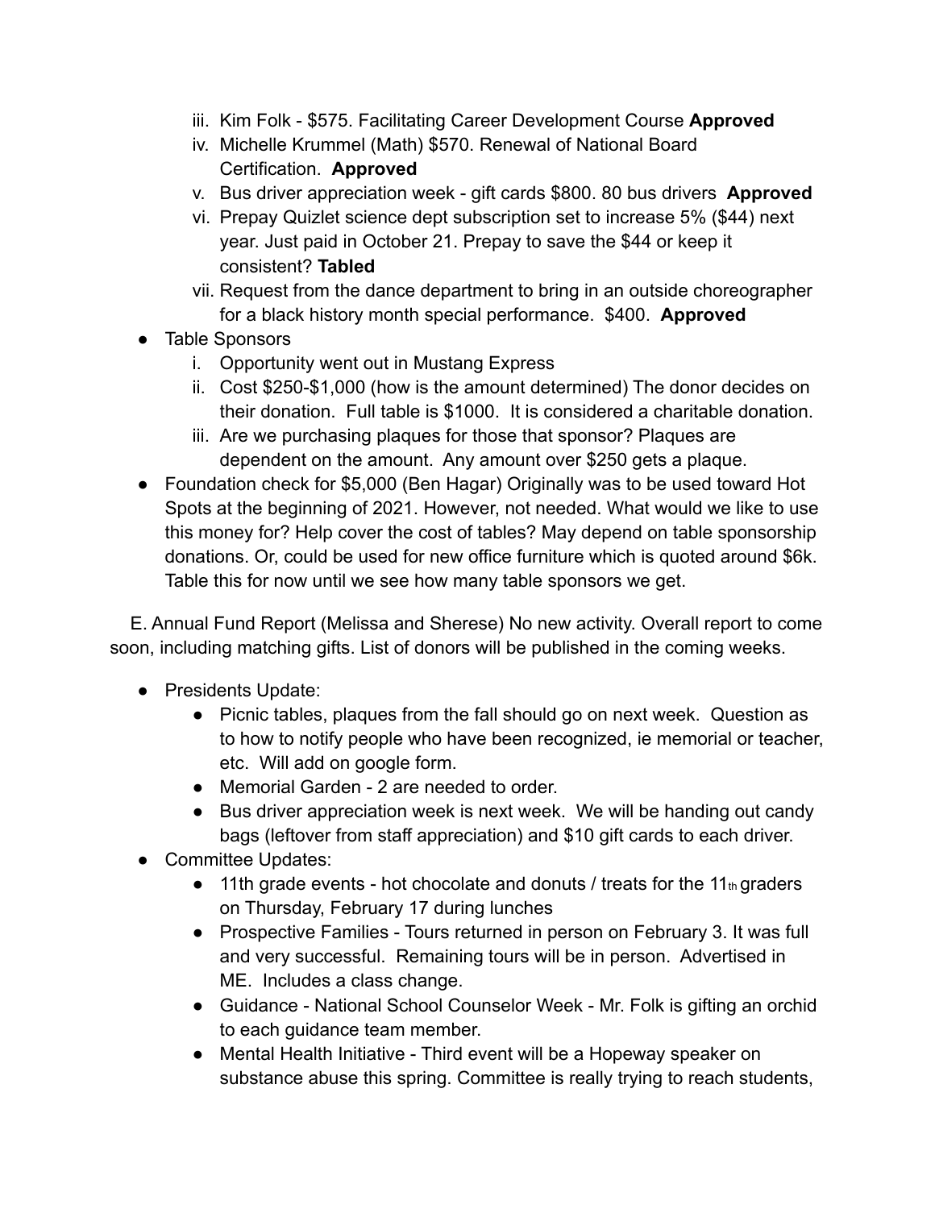iii. Kim Folk - $575. Facilitating Career Development Course **Approved**
   iv. Michelle Krummel (Math) $570. Renewal of National Board Certification. **Approved**
   v. Bus driver appreciation week - gift cards $800. 80 bus drivers **Approved**
   vi. Prepay Quizlet science dept subscription set to increase 5% ($44) next year. Just paid in October 21. Prepay to save the $44 or keep it consistent? **Tabled**
   vii. Request from the dance department to bring in an outside choreographer for a black history month special performance. $400. **Approved**

- Table Sponsors
   i. Opportunity went out in Mustang Express
   ii. Cost $250-$1,000 (how is the amount determined) The donor decides on their donation. Full table is $1000. It is considered a charitable donation.
   iii. Are we purchasing plaques for those that sponsor? Plaques are dependent on the amount. Any amount over $250 gets a plaque.
- Foundation check for $5,000 (Ben Hagar) Originally was to be used toward Hot Spots at the beginning of 2021. However, not needed. What would we like to use this money for? Help cover the cost of tables? May depend on table sponsorship donations. Or, could be used for new office furniture which is quoted around $6k. Table this for now until we see how many table sponsors we get.

E. Annual Fund Report (Melissa and Sherese) No new activity. Overall report to come soon, including matching gifts. List of donors will be published in the coming weeks.

- Presidents Update:
   - Picnic tables, plaques from the fall should go on next week. Question as to how to notify people who have been recognized, ie memorial or teacher, etc. Will add on google form.
   - Memorial Garden - 2 are needed to order.
   - Bus driver appreciation week is next week. We will be handing out candy bags (leftover from staff appreciation) and $10 gift cards to each driver.
- Committee Updates:
   - 11th grade events - hot chocolate and donuts / treats for the 11th graders on Thursday, February 17 during lunches
   - Prospective Families - Tours returned in person on February 3. It was full and very successful. Remaining tours will be in person. Advertised in ME. Includes a class change.
   - Guidance - National School Counselor Week - Mr. Folk is gifting an orchid to each guidance team member.
   - Mental Health Initiative - Third event will be a Hopeway speaker on substance abuse this spring. Committee is really trying to reach students,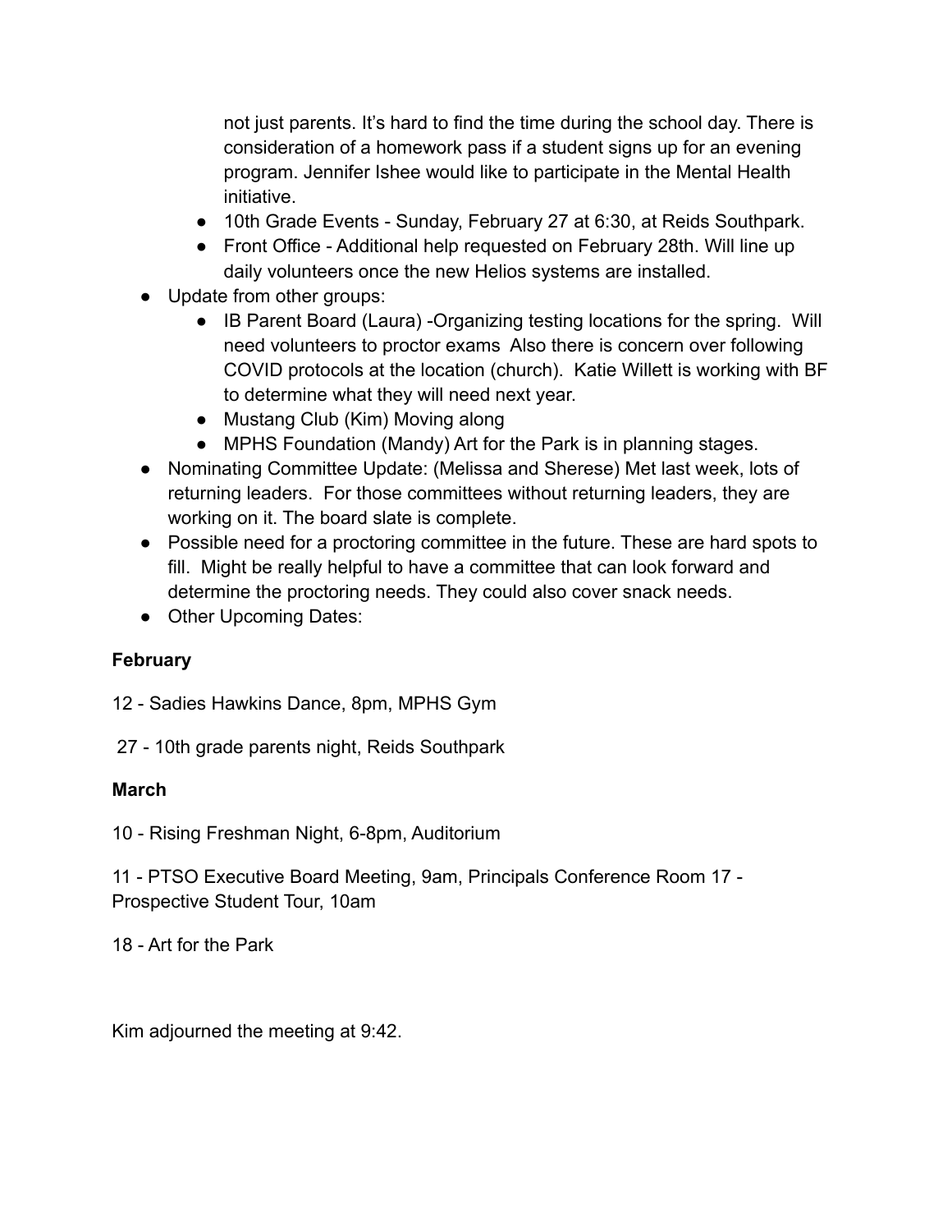not just parents. It's hard to find the time during the school day. There is consideration of a homework pass if a student signs up for an evening program. Jennifer Ishee would like to participate in the Mental Health initiative.
    - 10th Grade Events - Sunday, February 27 at 6:30, at Reids Southpark.
    - Front Office - Additional help requested on February 28th. Will line up daily volunteers once the new Helios systems are installed.
- Update from other groups:
    - IB Parent Board (Laura) -Organizing testing locations for the spring. Will need volunteers to proctor exams Also there is concern over following COVID protocols at the location (church). Katie Willett is working with BF to determine what they will need next year.
    - Mustang Club (Kim) Moving along
    - MPHS Foundation (Mandy) Art for the Park is in planning stages.
- Nominating Committee Update: (Melissa and Sherese) Met last week, lots of returning leaders. For those committees without returning leaders, they are working on it. The board slate is complete.
- Possible need for a proctoring committee in the future. These are hard spots to fill. Might be really helpful to have a committee that can look forward and determine the proctoring needs. They could also cover snack needs.
- Other Upcoming Dates:

**February**

12 - Sadies Hawkins Dance, 8pm, MPHS Gym

27 - 10th grade parents night, Reids Southpark

**March**

10 - Rising Freshman Night, 6-8pm, Auditorium

11 - PTSO Executive Board Meeting, 9am, Principals Conference Room 17 - Prospective Student Tour, 10am

18 - Art for the Park

Kim adjourned the meeting at 9:42.